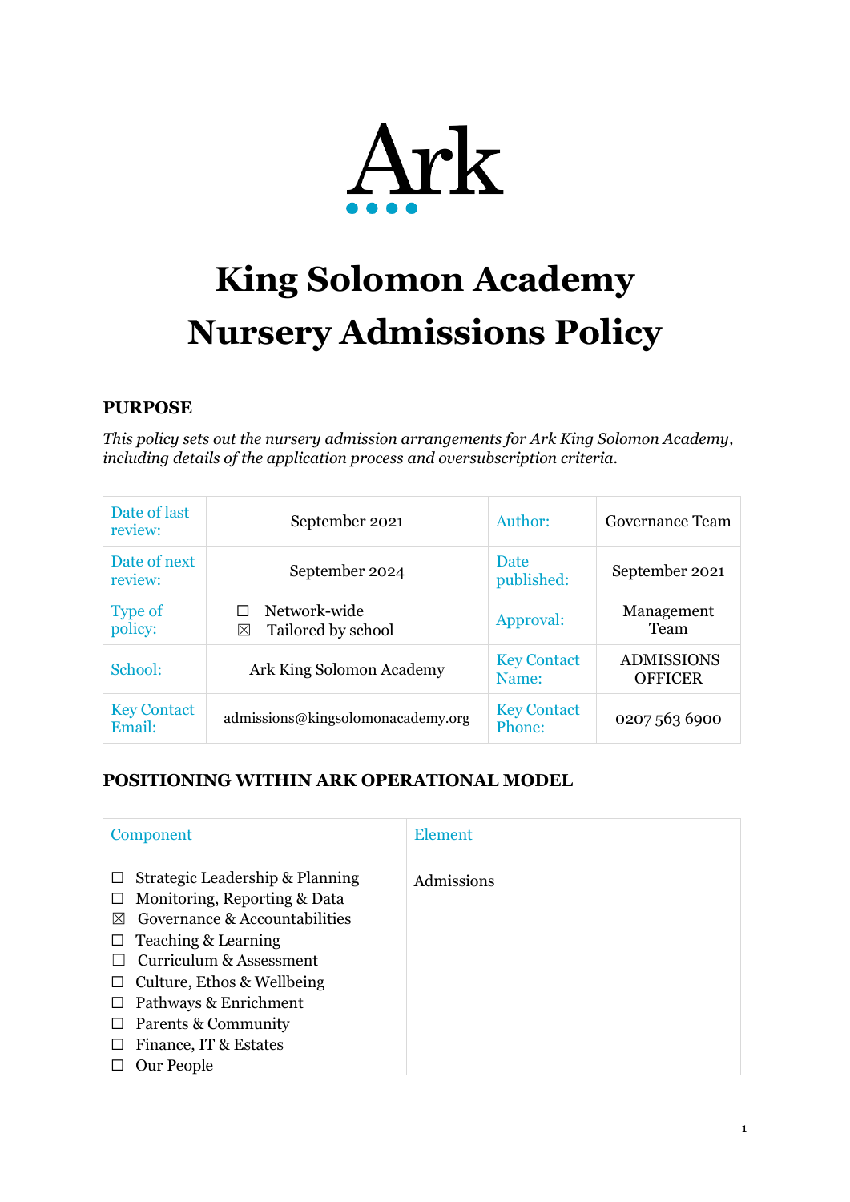Ark

# King Solomon Academy Nursery Admissions Policy

## PURPOSE

*This policy sets out the nursery admission arrangements for Ark King Solomon Academy, including details of the application process and oversubscription criteria.*

| Date of last review: | September 2021 | Author: | Governance Team |
|---|---|---|---|
| Date of next review: | September 2024 | Date published: | September 2021 |
| Type of policy: | ☐ Network-wide<br>☒ Tailored by school | Approval: | Management Team |
| School: | Ark King Solomon Academy | Key Contact Name: | ADMISSIONS OFFICER |
| Key Contact Email: | admissions@kingsolomonacademy.org | Key Contact Phone: | 0207 563 6900 |

## POSITIONING WITHIN ARK OPERATIONAL MODEL

| Component | Element |
|---|---|
| ☐ Strategic Leadership & Planning<br>☐ Monitoring, Reporting & Data<br>☒ Governance & Accountabilities<br>☐ Teaching & Learning<br>☐ Curriculum & Assessment<br>☐ Culture, Ethos & Wellbeing<br>☐ Pathways & Enrichment<br>☐ Parents & Community<br>☐ Finance, IT & Estates<br>☐ Our People | Admissions |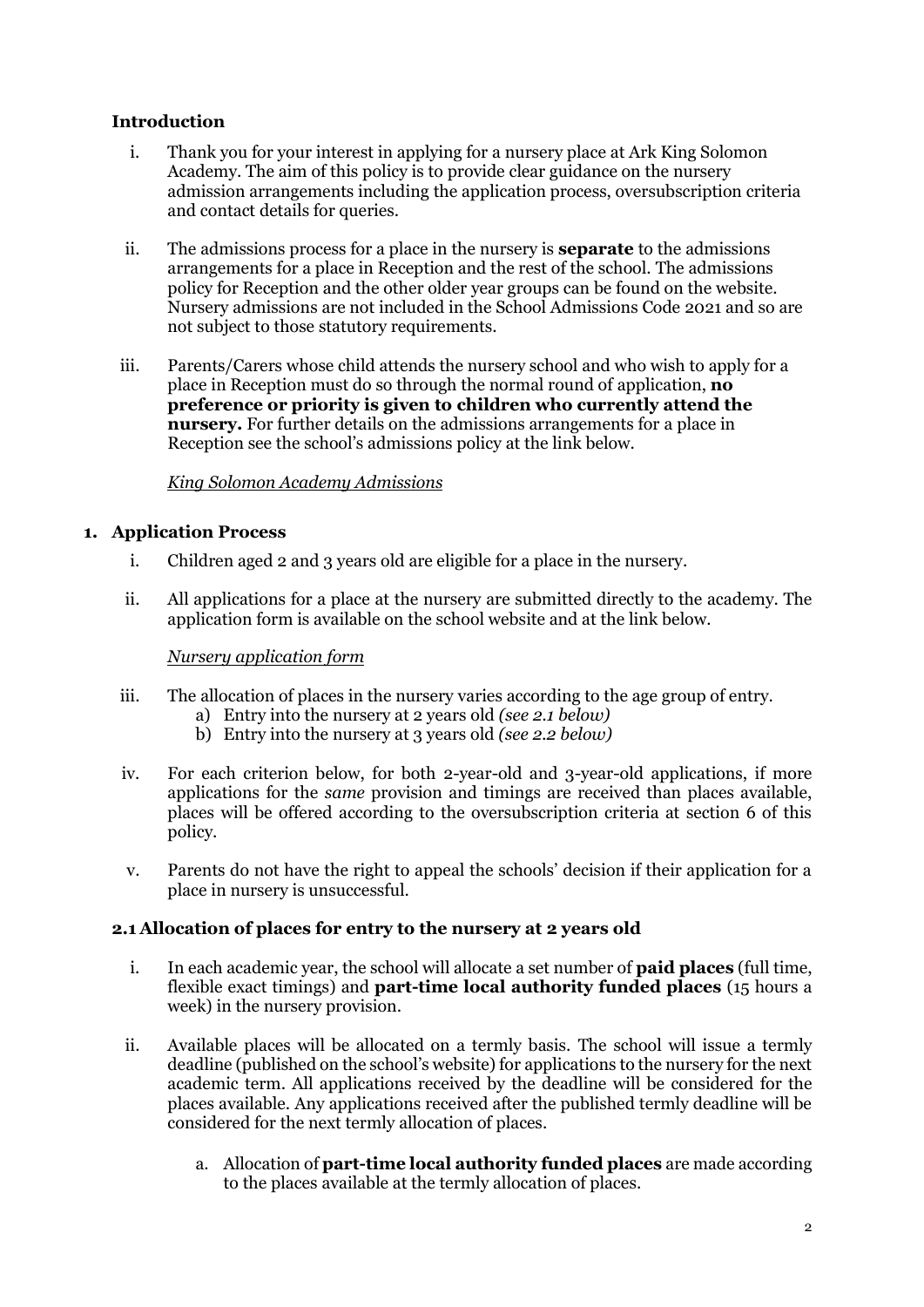## Introduction

i. Thank you for your interest in applying for a nursery place at Ark King Solomon Academy. The aim of this policy is to provide clear guidance on the nursery admission arrangements including the application process, oversubscription criteria and contact details for queries.

ii. The admissions process for a place in the nursery is **separate** to the admissions arrangements for a place in Reception and the rest of the school. The admissions policy for Reception and the other older year groups can be found on the website. Nursery admissions are not included in the School Admissions Code 2021 and so are not subject to those statutory requirements.

iii. Parents/Carers whose child attends the nursery school and who wish to apply for a place in Reception must do so through the normal round of application, **no preference or priority is given to children who currently attend the nursery.** For further details on the admissions arrangements for a place in Reception see the school's admissions policy at the link below.

*King Solomon Academy Admissions*

## 1. Application Process

i. Children aged 2 and 3 years old are eligible for a place in the nursery.

ii. All applications for a place at the nursery are submitted directly to the academy. The application form is available on the school website and at the link below.

*Nursery application form*

iii. The allocation of places in the nursery varies according to the age group of entry.
   a) Entry into the nursery at 2 years old *(see 2.1 below)*
   b) Entry into the nursery at 3 years old *(see 2.2 below)*

iv. For each criterion below, for both 2-year-old and 3-year-old applications, if more applications for the *same* provision and timings are received than places available, places will be offered according to the oversubscription criteria at section 6 of this policy.

v. Parents do not have the right to appeal the schools' decision if their application for a place in nursery is unsuccessful.

### 2.1 Allocation of places for entry to the nursery at 2 years old

i. In each academic year, the school will allocate a set number of **paid places** (full time, flexible exact timings) and **part-time local authority funded places** (15 hours a week) in the nursery provision.

ii. Available places will be allocated on a termly basis. The school will issue a termly deadline (published on the school's website) for applications to the nursery for the next academic term. All applications received by the deadline will be considered for the places available. Any applications received after the published termly deadline will be considered for the next termly allocation of places.

   a. Allocation of **part-time local authority funded places** are made according to the places available at the termly allocation of places.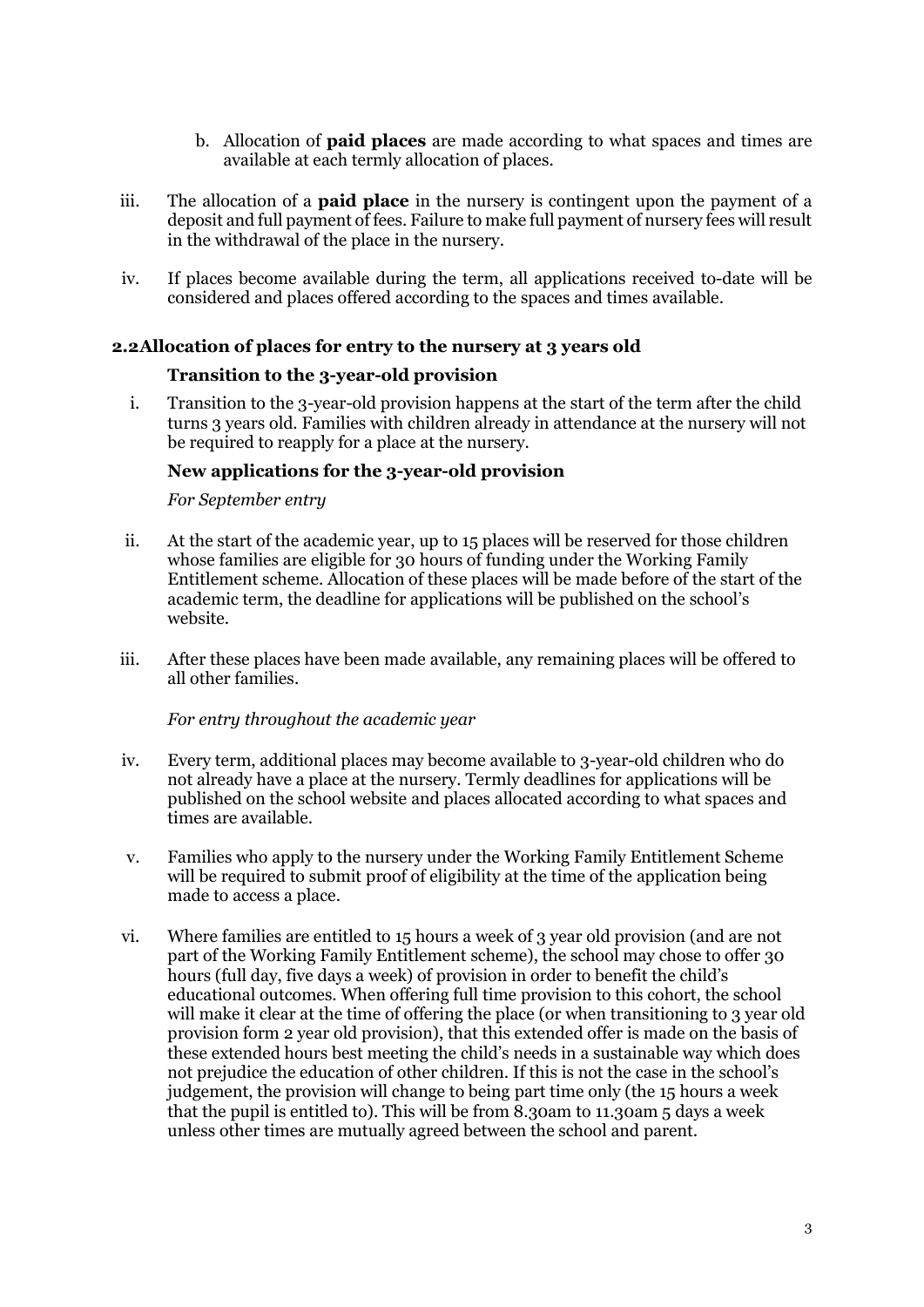b. Allocation of **paid places** are made according to what spaces and times are available at each termly allocation of places.

iii. The allocation of a **paid place** in the nursery is contingent upon the payment of a deposit and full payment of fees. Failure to make full payment of nursery fees will result in the withdrawal of the place in the nursery.

iv. If places become available during the term, all applications received to-date will be considered and places offered according to the spaces and times available.

### 2.2 Allocation of places for entry to the nursery at 3 years old

**Transition to the 3-year-old provision**

i. Transition to the 3-year-old provision happens at the start of the term after the child turns 3 years old. Families with children already in attendance at the nursery will not be required to reapply for a place at the nursery.

**New applications for the 3-year-old provision**

*For September entry*

ii. At the start of the academic year, up to 15 places will be reserved for those children whose families are eligible for 30 hours of funding under the Working Family Entitlement scheme. Allocation of these places will be made before of the start of the academic term, the deadline for applications will be published on the school's website.

iii. After these places have been made available, any remaining places will be offered to all other families.

*For entry throughout the academic year*

iv. Every term, additional places may become available to 3-year-old children who do not already have a place at the nursery. Termly deadlines for applications will be published on the school website and places allocated according to what spaces and times are available.

v. Families who apply to the nursery under the Working Family Entitlement Scheme will be required to submit proof of eligibility at the time of the application being made to access a place.

vi. Where families are entitled to 15 hours a week of 3 year old provision (and are not part of the Working Family Entitlement scheme), the school may chose to offer 30 hours (full day, five days a week) of provision in order to benefit the child's educational outcomes. When offering full time provision to this cohort, the school will make it clear at the time of offering the place (or when transitioning to 3 year old provision form 2 year old provision), that this extended offer is made on the basis of these extended hours best meeting the child's needs in a sustainable way which does not prejudice the education of other children. If this is not the case in the school's judgement, the provision will change to being part time only (the 15 hours a week that the pupil is entitled to). This will be from 8.30am to 11.30am 5 days a week unless other times are mutually agreed between the school and parent.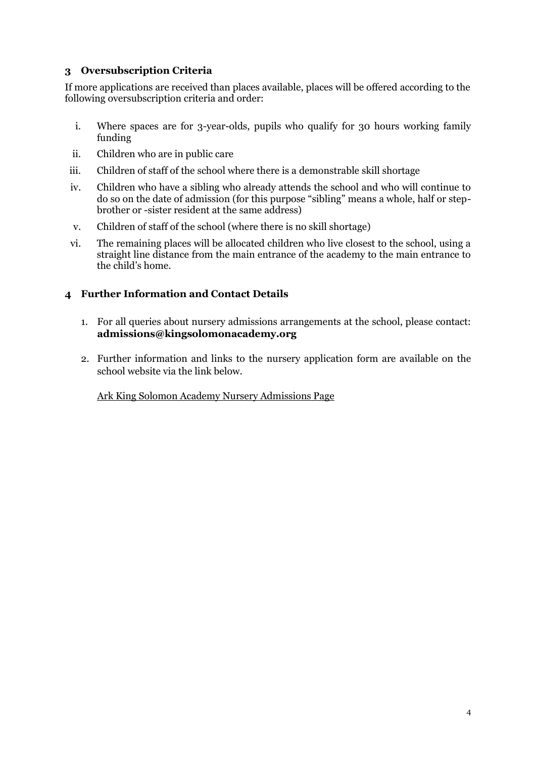## 3 Oversubscription Criteria

If more applications are received than places available, places will be offered according to the following oversubscription criteria and order:

i. Where spaces are for 3-year-olds, pupils who qualify for 30 hours working family funding
ii. Children who are in public care
iii. Children of staff of the school where there is a demonstrable skill shortage
iv. Children who have a sibling who already attends the school and who will continue to do so on the date of admission (for this purpose "sibling" means a whole, half or step-brother or -sister resident at the same address)
v. Children of staff of the school (where there is no skill shortage)
vi. The remaining places will be allocated children who live closest to the school, using a straight line distance from the main entrance of the academy to the main entrance to the child's home.

## 4 Further Information and Contact Details

1. For all queries about nursery admissions arrangements at the school, please contact: **admissions@kingsolomonacademy.org**

2. Further information and links to the nursery application form are available on the school website via the link below.

   Ark King Solomon Academy Nursery Admissions Page